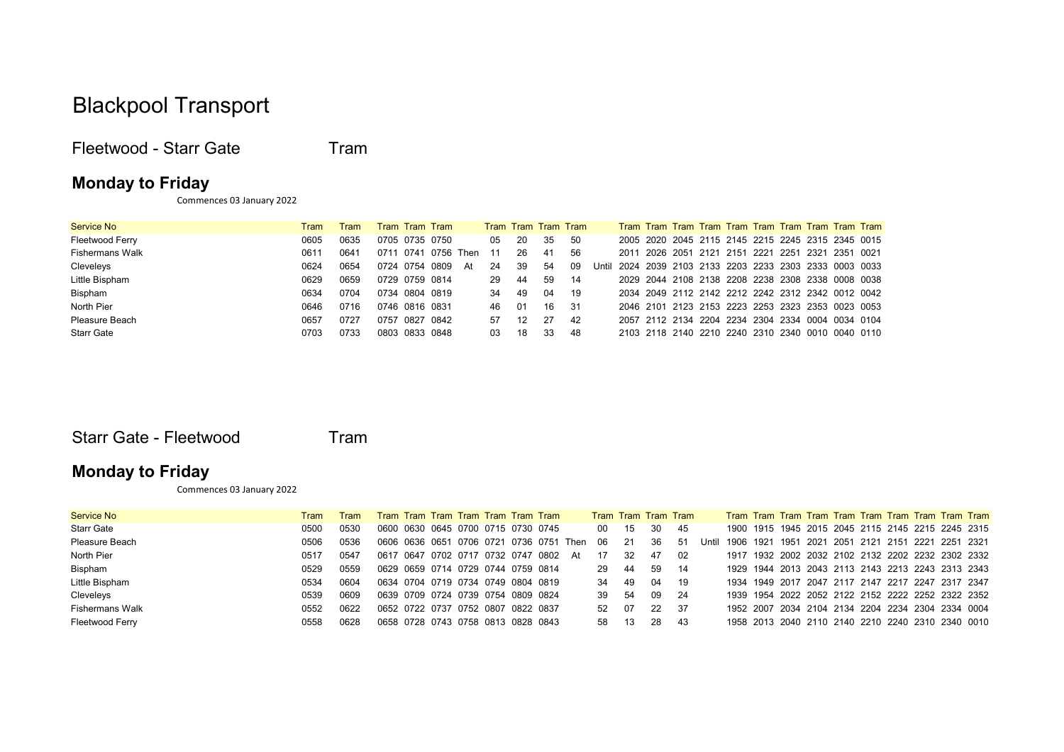# Blackpool Transport

## Fleetwood - Starr Gate Tram

### Monday to Friday

Commences 03 January 2022

| Service No | Tram | Tram | Tram | Tram | Tram | | Tram | Tram | Tram | Tram | | Tram | Tram | Tram | Tram | Tram | Tram | Tram | Tram | Tram | Tram |
|---|---|---|---|---|---|---|---|---|---|---|---|---|---|---|---|---|---|---|---|---|---|
| Fleetwood Ferry | 0605 | 0635 | 0705 | 0735 | 0750 | | 05 | 20 | 35 | 50 | | 2005 | 2020 | 2045 | 2115 | 2145 | 2215 | 2245 | 2315 | 2345 | 0015 |
| Fishermans Walk | 0611 | 0641 | 0711 | 0741 | 0756 | Then | 11 | 26 | 41 | 56 | | 2011 | 2026 | 2051 | 2121 | 2151 | 2221 | 2251 | 2321 | 2351 | 0021 |
| Cleveleys | 0624 | 0654 | 0724 | 0754 | 0809 | At | 24 | 39 | 54 | 09 | Until | 2024 | 2039 | 2103 | 2133 | 2203 | 2233 | 2303 | 2333 | 0003 | 0033 |
| Little Bispham | 0629 | 0659 | 0729 | 0759 | 0814 | | 29 | 44 | 59 | 14 | | 2029 | 2044 | 2108 | 2138 | 2208 | 2238 | 2308 | 2338 | 0008 | 0038 |
| Bispham | 0634 | 0704 | 0734 | 0804 | 0819 | | 34 | 49 | 04 | 19 | | 2034 | 2049 | 2112 | 2142 | 2212 | 2242 | 2312 | 2342 | 0012 | 0042 |
| North Pier | 0646 | 0716 | 0746 | 0816 | 0831 | | 46 | 01 | 16 | 31 | | 2046 | 2101 | 2123 | 2153 | 2223 | 2253 | 2323 | 2353 | 0023 | 0053 |
| Pleasure Beach | 0657 | 0727 | 0757 | 0827 | 0842 | | 57 | 12 | 27 | 42 | | 2057 | 2112 | 2134 | 2204 | 2234 | 2304 | 2334 | 0004 | 0034 | 0104 |
| Starr Gate | 0703 | 0733 | 0803 | 0833 | 0848 | | 03 | 18 | 33 | 48 | | 2103 | 2118 | 2140 | 2210 | 2240 | 2310 | 2340 | 0010 | 0040 | 0110 |

## Starr Gate - Fleetwood Tram

### Monday to Friday

Commences 03 January 2022

| Service No | Tram | Tram | Tram | Tram | Tram | Tram | Tram | Tram | Tram | | Tram | Tram | Tram | Tram | | Tram | Tram | Tram | Tram | Tram | Tram | Tram | Tram | Tram | Tram |
|---|---|---|---|---|---|---|---|---|---|---|---|---|---|---|---|---|---|---|---|---|---|---|---|---|---|
| Starr Gate | 0500 | 0530 | 0600 | 0630 | 0645 | 0700 | 0715 | 0730 | 0745 | | 00 | 15 | 30 | 45 | | 1900 | 1915 | 1945 | 2015 | 2045 | 2115 | 2145 | 2215 | 2245 | 2315 |
| Pleasure Beach | 0506 | 0536 | 0606 | 0636 | 0651 | 0706 | 0721 | 0736 | 0751 | Then | 06 | 21 | 36 | 51 | Until | 1906 | 1921 | 1951 | 2021 | 2051 | 2121 | 2151 | 2221 | 2251 | 2321 |
| North Pier | 0517 | 0547 | 0617 | 0647 | 0702 | 0717 | 0732 | 0747 | 0802 | At | 17 | 32 | 47 | 02 | | 1917 | 1932 | 2002 | 2032 | 2102 | 2132 | 2202 | 2232 | 2302 | 2332 |
| Bispham | 0529 | 0559 | 0629 | 0659 | 0714 | 0729 | 0744 | 0759 | 0814 | | 29 | 44 | 59 | 14 | | 1929 | 1944 | 2013 | 2043 | 2113 | 2143 | 2213 | 2243 | 2313 | 2343 |
| Little Bispham | 0534 | 0604 | 0634 | 0704 | 0719 | 0734 | 0749 | 0804 | 0819 | | 34 | 49 | 04 | 19 | | 1934 | 1949 | 2017 | 2047 | 2117 | 2147 | 2217 | 2247 | 2317 | 2347 |
| Cleveleys | 0539 | 0609 | 0639 | 0709 | 0724 | 0739 | 0754 | 0809 | 0824 | | 39 | 54 | 09 | 24 | | 1939 | 1954 | 2022 | 2052 | 2122 | 2152 | 2222 | 2252 | 2322 | 2352 |
| Fishermans Walk | 0552 | 0622 | 0652 | 0722 | 0737 | 0752 | 0807 | 0822 | 0837 | | 52 | 07 | 22 | 37 | | 1952 | 2007 | 2034 | 2104 | 2134 | 2204 | 2234 | 2304 | 2334 | 0004 |
| Fleetwood Ferry | 0558 | 0628 | 0658 | 0728 | 0743 | 0758 | 0813 | 0828 | 0843 | | 58 | 13 | 28 | 43 | | 1958 | 2013 | 2040 | 2110 | 2140 | 2210 | 2240 | 2310 | 2340 | 0010 |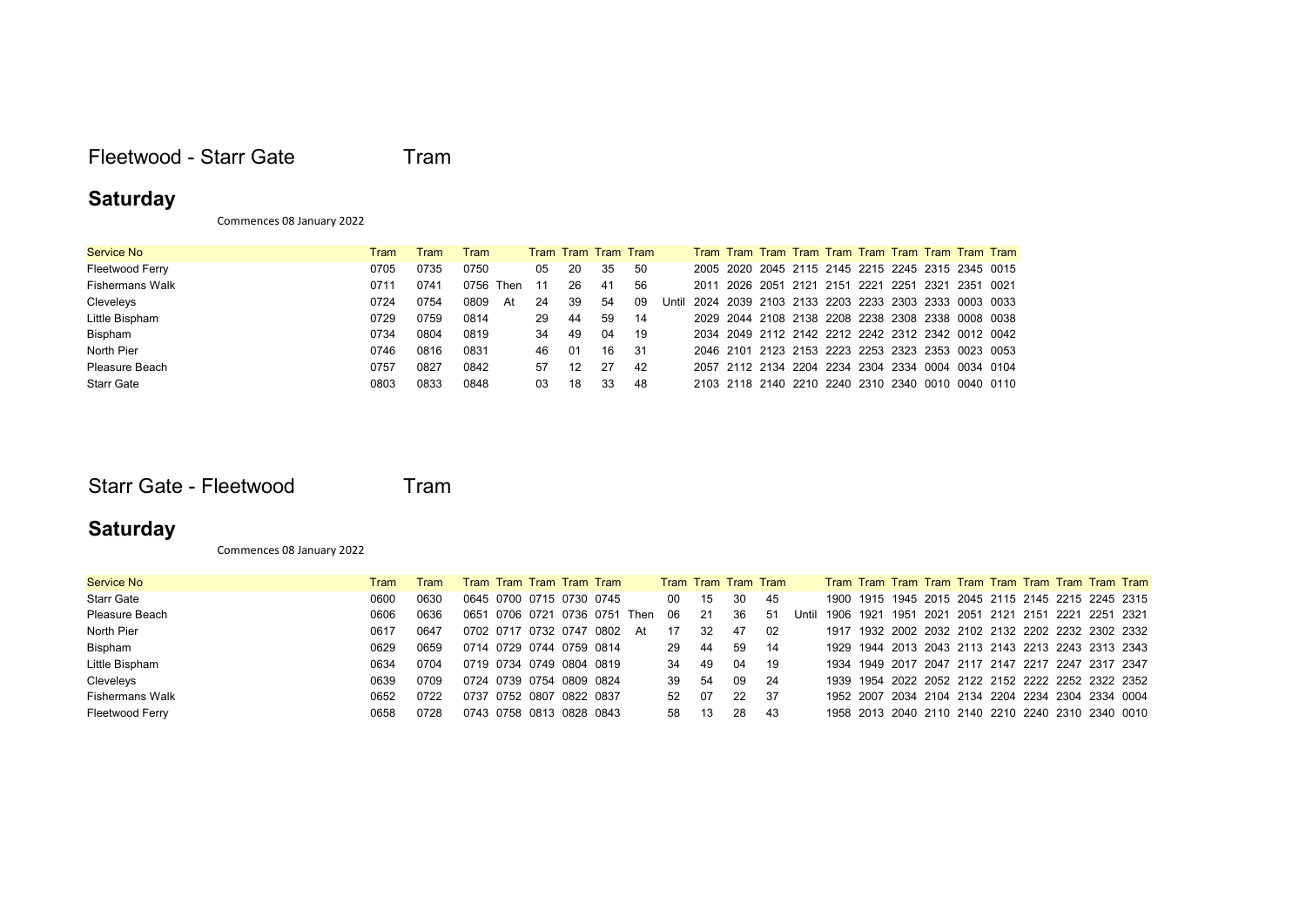# Fleetwood - Starr Gate Tram

## Saturday

Commences 08 January 2022

| Service No | Tram | Tram | Tram | | Tram | Tram | Tram | Tram | | Tram | Tram | Tram | Tram | Tram | Tram | Tram | Tram | Tram | Tram |
|---|---|---|---|---|---|---|---|---|---|---|---|---|---|---|---|---|---|---|---|
| Fleetwood Ferry | 0705 | 0735 | 0750 | | 05 | 20 | 35 | 50 | | 2005 | 2020 | 2045 | 2115 | 2145 | 2215 | 2245 | 2315 | 2345 | 0015 |
| Fishermans Walk | 0711 | 0741 | 0756 | Then | 11 | 26 | 41 | 56 | | 2011 | 2026 | 2051 | 2121 | 2151 | 2221 | 2251 | 2321 | 2351 | 0021 |
| Cleveleys | 0724 | 0754 | 0809 | At | 24 | 39 | 54 | 09 | Until | 2024 | 2039 | 2103 | 2133 | 2203 | 2233 | 2303 | 2333 | 0003 | 0033 |
| Little Bispham | 0729 | 0759 | 0814 | | 29 | 44 | 59 | 14 | | 2029 | 2044 | 2108 | 2138 | 2208 | 2238 | 2308 | 2338 | 0008 | 0038 |
| Bispham | 0734 | 0804 | 0819 | | 34 | 49 | 04 | 19 | | 2034 | 2049 | 2112 | 2142 | 2212 | 2242 | 2312 | 2342 | 0012 | 0042 |
| North Pier | 0746 | 0816 | 0831 | | 46 | 01 | 16 | 31 | | 2046 | 2101 | 2123 | 2153 | 2223 | 2253 | 2323 | 2353 | 0023 | 0053 |
| Pleasure Beach | 0757 | 0827 | 0842 | | 57 | 12 | 27 | 42 | | 2057 | 2112 | 2134 | 2204 | 2234 | 2304 | 2334 | 0004 | 0034 | 0104 |
| Starr Gate | 0803 | 0833 | 0848 | | 03 | 18 | 33 | 48 | | 2103 | 2118 | 2140 | 2210 | 2240 | 2310 | 2340 | 0010 | 0040 | 0110 |

# Starr Gate - Fleetwood Tram

## Saturday

Commences 08 January 2022

| Service No | Tram | Tram | Tram | Tram | Tram | Tram | Tram | | Tram | Tram | Tram | Tram | | Tram | Tram | Tram | Tram | Tram | Tram | Tram | Tram | Tram | Tram |
|---|---|---|---|---|---|---|---|---|---|---|---|---|---|---|---|---|---|---|---|---|---|---|---|
| Starr Gate | 0600 | 0630 | 0645 | 0700 | 0715 | 0730 | 0745 | | 00 | 15 | 30 | 45 | | 1900 | 1915 | 1945 | 2015 | 2045 | 2115 | 2145 | 2215 | 2245 | 2315 |
| Pleasure Beach | 0606 | 0636 | 0651 | 0706 | 0721 | 0736 | 0751 | Then | 06 | 21 | 36 | 51 | Until | 1906 | 1921 | 1951 | 2021 | 2051 | 2121 | 2151 | 2221 | 2251 | 2321 |
| North Pier | 0617 | 0647 | 0702 | 0717 | 0732 | 0747 | 0802 | At | 17 | 32 | 47 | 02 | | 1917 | 1932 | 2002 | 2032 | 2102 | 2132 | 2202 | 2232 | 2302 | 2332 |
| Bispham | 0629 | 0659 | 0714 | 0729 | 0744 | 0759 | 0814 | | 29 | 44 | 59 | 14 | | 1929 | 1944 | 2013 | 2043 | 2113 | 2143 | 2213 | 2243 | 2313 | 2343 |
| Little Bispham | 0634 | 0704 | 0719 | 0734 | 0749 | 0804 | 0819 | | 34 | 49 | 04 | 19 | | 1934 | 1949 | 2017 | 2047 | 2117 | 2147 | 2217 | 2247 | 2317 | 2347 |
| Cleveleys | 0639 | 0709 | 0724 | 0739 | 0754 | 0809 | 0824 | | 39 | 54 | 09 | 24 | | 1939 | 1954 | 2022 | 2052 | 2122 | 2152 | 2222 | 2252 | 2322 | 2352 |
| Fishermans Walk | 0652 | 0722 | 0737 | 0752 | 0807 | 0822 | 0837 | | 52 | 07 | 22 | 37 | | 1952 | 2007 | 2034 | 2104 | 2134 | 2204 | 2234 | 2304 | 2334 | 0004 |
| Fleetwood Ferry | 0658 | 0728 | 0743 | 0758 | 0813 | 0828 | 0843 | | 58 | 13 | 28 | 43 | | 1958 | 2013 | 2040 | 2110 | 2140 | 2210 | 2240 | 2310 | 2340 | 0010 |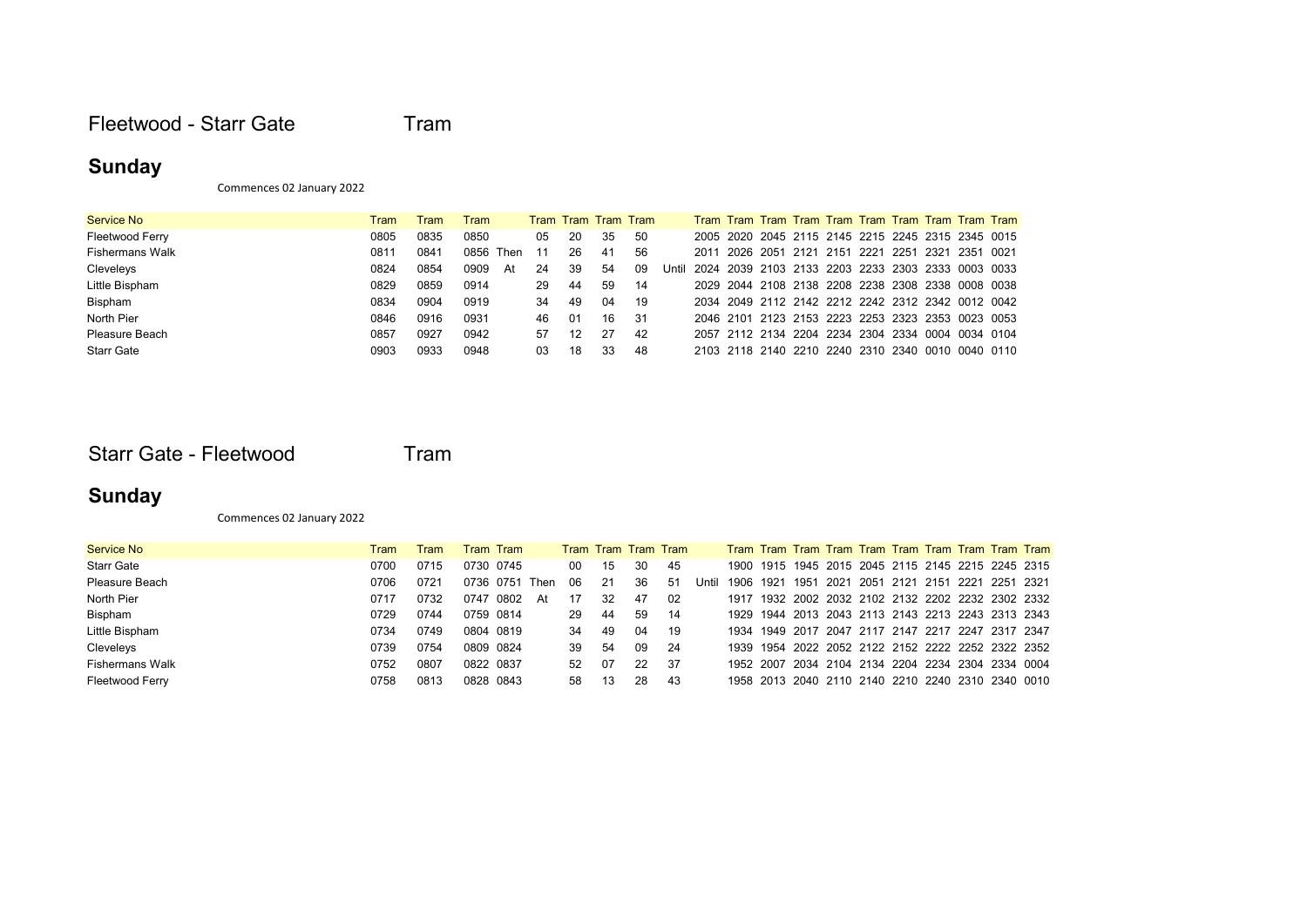## Fleetwood - Starr Gate Tram

## **Sunday**

Commences 02 January 2022

| Service No | Tram | Tram | Tram | | Tram | Tram | Tram | Tram | | Tram | Tram | Tram | Tram | Tram | Tram | Tram | Tram | Tram | Tram |
|---|---|---|---|---|---|---|---|---|---|---|---|---|---|---|---|---|---|---|---|
| Fleetwood Ferry | 0805 | 0835 | 0850 | | 05 | 20 | 35 | 50 | | 2005 | 2020 | 2045 | 2115 | 2145 | 2215 | 2245 | 2315 | 2345 | 0015 |
| Fishermans Walk | 0811 | 0841 | 0856 | Then | 11 | 26 | 41 | 56 | | 2011 | 2026 | 2051 | 2121 | 2151 | 2221 | 2251 | 2321 | 2351 | 0021 |
| Cleveleys | 0824 | 0854 | 0909 | At | 24 | 39 | 54 | 09 | Until | 2024 | 2039 | 2103 | 2133 | 2203 | 2233 | 2303 | 2333 | 0003 | 0033 |
| Little Bispham | 0829 | 0859 | 0914 | | 29 | 44 | 59 | 14 | | 2029 | 2044 | 2108 | 2138 | 2208 | 2238 | 2308 | 2338 | 0008 | 0038 |
| Bispham | 0834 | 0904 | 0919 | | 34 | 49 | 04 | 19 | | 2034 | 2049 | 2112 | 2142 | 2212 | 2242 | 2312 | 2342 | 0012 | 0042 |
| North Pier | 0846 | 0916 | 0931 | | 46 | 01 | 16 | 31 | | 2046 | 2101 | 2123 | 2153 | 2223 | 2253 | 2323 | 2353 | 0023 | 0053 |
| Pleasure Beach | 0857 | 0927 | 0942 | | 57 | 12 | 27 | 42 | | 2057 | 2112 | 2134 | 2204 | 2234 | 2304 | 2334 | 0004 | 0034 | 0104 |
| Starr Gate | 0903 | 0933 | 0948 | | 03 | 18 | 33 | 48 | | 2103 | 2118 | 2140 | 2210 | 2240 | 2310 | 2340 | 0010 | 0040 | 0110 |

## Starr Gate - Fleetwood Tram

## **Sunday**

Commences 02 January 2022

| Service No | Tram | Tram | Tram | Tram | | Tram | Tram | Tram | Tram | | Tram | Tram | Tram | Tram | Tram | Tram | Tram | Tram | Tram | Tram |
|---|---|---|---|---|---|---|---|---|---|---|---|---|---|---|---|---|---|---|---|---|
| Starr Gate | 0700 | 0715 | 0730 | 0745 | | 00 | 15 | 30 | 45 | | 1900 | 1915 | 1945 | 2015 | 2045 | 2115 | 2145 | 2215 | 2245 | 2315 |
| Pleasure Beach | 0706 | 0721 | 0736 | 0751 | Then | 06 | 21 | 36 | 51 | Until | 1906 | 1921 | 1951 | 2021 | 2051 | 2121 | 2151 | 2221 | 2251 | 2321 |
| North Pier | 0717 | 0732 | 0747 | 0802 | At | 17 | 32 | 47 | 02 | | 1917 | 1932 | 2002 | 2032 | 2102 | 2132 | 2202 | 2232 | 2302 | 2332 |
| Bispham | 0729 | 0744 | 0759 | 0814 | | 29 | 44 | 59 | 14 | | 1929 | 1944 | 2013 | 2043 | 2113 | 2143 | 2213 | 2243 | 2313 | 2343 |
| Little Bispham | 0734 | 0749 | 0804 | 0819 | | 34 | 49 | 04 | 19 | | 1934 | 1949 | 2017 | 2047 | 2117 | 2147 | 2217 | 2247 | 2317 | 2347 |
| Cleveleys | 0739 | 0754 | 0809 | 0824 | | 39 | 54 | 09 | 24 | | 1939 | 1954 | 2022 | 2052 | 2122 | 2152 | 2222 | 2252 | 2322 | 2352 |
| Fishermans Walk | 0752 | 0807 | 0822 | 0837 | | 52 | 07 | 22 | 37 | | 1952 | 2007 | 2034 | 2104 | 2134 | 2204 | 2234 | 2304 | 2334 | 0004 |
| Fleetwood Ferry | 0758 | 0813 | 0828 | 0843 | | 58 | 13 | 28 | 43 | | 1958 | 2013 | 2040 | 2110 | 2140 | 2210 | 2240 | 2310 | 2340 | 0010 |